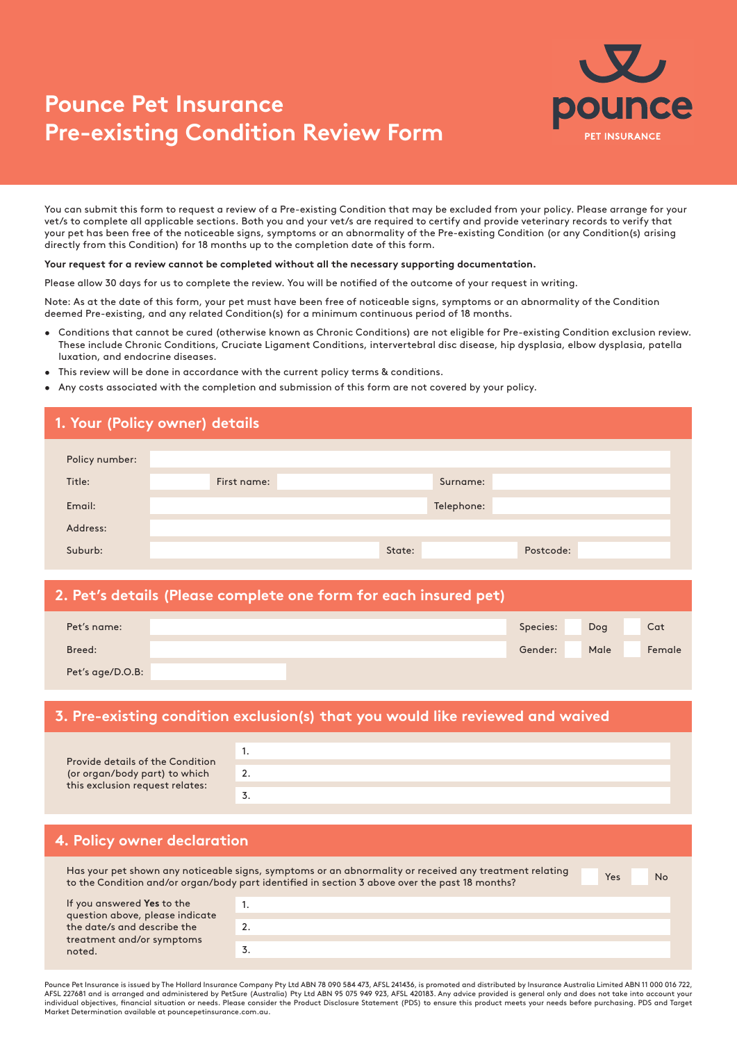# Pounce Pet Insurance
# Pre-existing Condition Review Form

pounce
PET INSURANCE

You can submit this form to request a review of a Pre-existing Condition that may be excluded from your policy. Please arrange for your vet/s to complete all applicable sections. Both you and your vet/s are required to certify and provide veterinary records to verify that your pet has been free of the noticeable signs, symptoms or an abnormality of the Pre-existing Condition (or any Condition(s) arising directly from this Condition) for 18 months up to the completion date of this form.

**Your request for a review cannot be completed without all the necessary supporting documentation.**

Please allow 30 days for us to complete the review. You will be notified of the outcome of your request in writing.

Note: As at the date of this form, your pet must have been free of noticeable signs, symptoms or an abnormality of the Condition deemed Pre-existing, and any related Condition(s) for a minimum continuous period of 18 months.

- Conditions that cannot be cured (otherwise known as Chronic Conditions) are not eligible for Pre-existing Condition exclusion review. These include Chronic Conditions, Cruciate Ligament Conditions, intervertebral disc disease, hip dysplasia, elbow dysplasia, patella luxation, and endocrine diseases.
- This review will be done in accordance with the current policy terms & conditions.
- Any costs associated with the completion and submission of this form are not covered by your policy.

## 1. Your (Policy owner) details

Policy number:

Title: First name: Surname:

Email: Telephone:

Address:

Suburb: State: Postcode:

## 2. Pet's details (Please complete one form for each insured pet)

Pet's name: Species: ☐ Dog ☐ Cat

Breed: Gender: ☐ Male ☐ Female

Pet's age/D.O.B:

## 3. Pre-existing condition exclusion(s) that you would like reviewed and waived

Provide details of the Condition (or organ/body part) to which this exclusion request relates:

1.

2.

3.

## 4. Policy owner declaration

Has your pet shown any noticeable signs, symptoms or an abnormality or received any treatment relating to the Condition and/or organ/body part identified in section 3 above over the past 18 months? ☐ Yes ☐ No

If you answered **Yes** to the question above, please indicate the date/s and describe the treatment and/or symptoms noted.

1.

2.

3.

Pounce Pet Insurance is issued by The Hollard Insurance Company Pty Ltd ABN 78 090 584 473, AFSL 241436, is promoted and distributed by Insurance Australia Limited ABN 11 000 016 722, AFSL 227681 and is arranged and administered by PetSure (Australia) Pty Ltd ABN 95 075 949 923, AFSL 420183. Any advice provided is general only and does not take into account your individual objectives, financial situation or needs. Please consider the Product Disclosure Statement (PDS) to ensure this product meets your needs before purchasing. PDS and Target Market Determination available at pouncepetinsurance.com.au.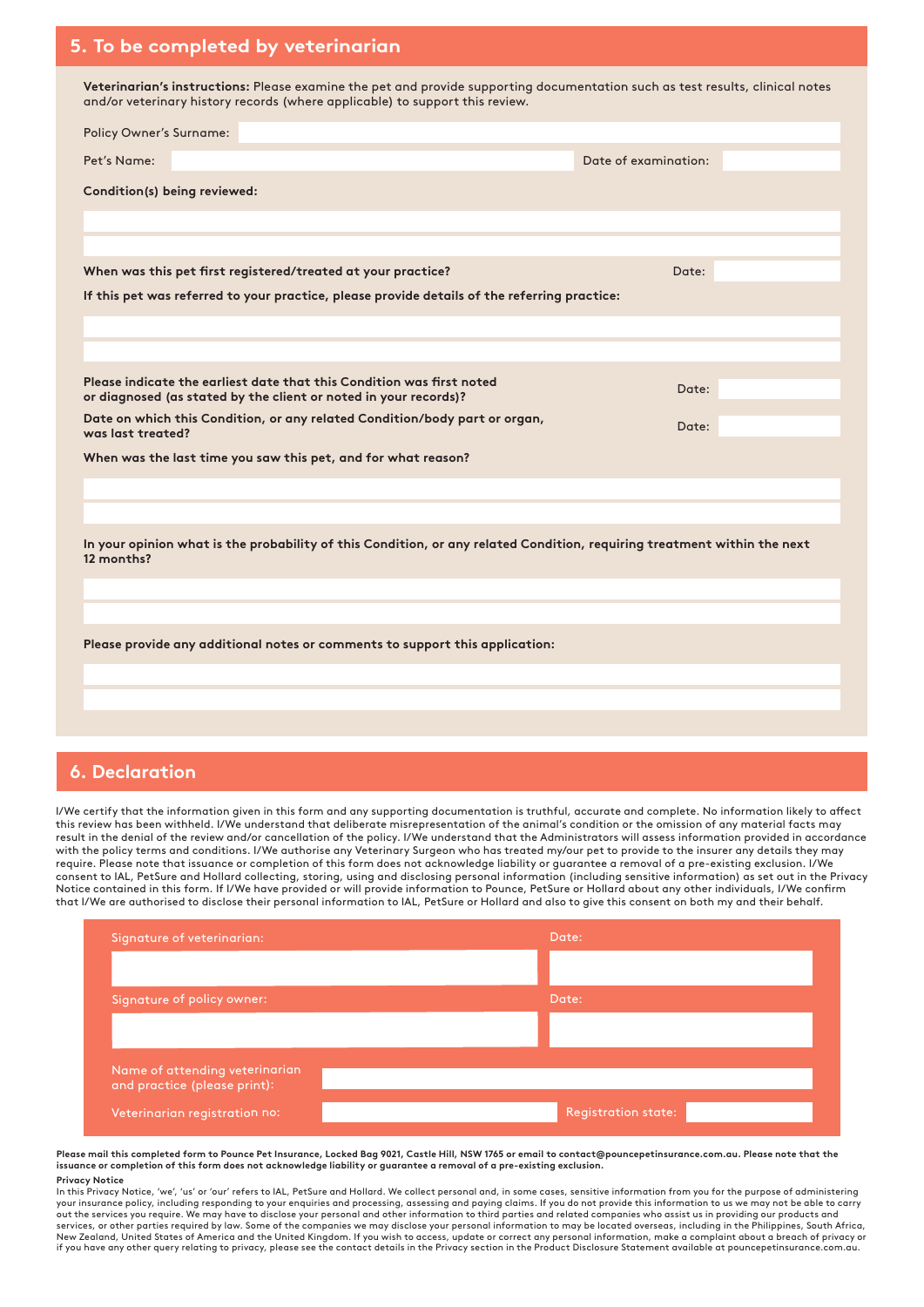## 5. To be completed by veterinarian

**Veterinarian's instructions:** Please examine the pet and provide supporting documentation such as test results, clinical notes and/or veterinary history records (where applicable) to support this review.

Policy Owner's Surname:

Pet's Name: Date of examination:

**Condition(s) being reviewed:**

**When was this pet first registered/treated at your practice?** Date:

**If this pet was referred to your practice, please provide details of the referring practice:**

**Please indicate the earliest date that this Condition was first noted or diagnosed (as stated by the client or noted in your records)?** Date:

**Date on which this Condition, or any related Condition/body part or organ, was last treated?** Date:

**When was the last time you saw this pet, and for what reason?**

**In your opinion what is the probability of this Condition, or any related Condition, requiring treatment within the next 12 months?**

**Please provide any additional notes or comments to support this application:**

## 6. Declaration

I/We certify that the information given in this form and any supporting documentation is truthful, accurate and complete. No information likely to affect this review has been withheld. I/We understand that deliberate misrepresentation of the animal's condition or the omission of any material facts may result in the denial of the review and/or cancellation of the policy. I/We understand that the Administrators will assess information provided in accordance with the policy terms and conditions. I/We authorise any Veterinary Surgeon who has treated my/our pet to provide to the insurer any details they may require. Please note that issuance or completion of this form does not acknowledge liability or guarantee a removal of a pre-existing exclusion. I/We consent to IAL, PetSure and Hollard collecting, storing, using and disclosing personal information (including sensitive information) as set out in the Privacy Notice contained in this form. If I/We have provided or will provide information to Pounce, PetSure or Hollard about any other individuals, I/We confirm that I/We are authorised to disclose their personal information to IAL, PetSure or Hollard and also to give this consent on both my and their behalf.

Signature of veterinarian: Date:

Signature of policy owner: Date:

Name of attending veterinarian and practice (please print):

Veterinarian registration no: Registration state:

**Please mail this completed form to Pounce Pet Insurance, Locked Bag 9021, Castle Hill, NSW 1765 or email to contact@pouncepetinsurance.com.au. Please note that the issuance or completion of this form does not acknowledge liability or guarantee a removal of a pre-existing exclusion.**

**Privacy Notice**

In this Privacy Notice, 'we', 'us' or 'our' refers to IAL, PetSure and Hollard. We collect personal and, in some cases, sensitive information from you for the purpose of administering your insurance policy, including responding to your enquiries and processing, assessing and paying claims. If you do not provide this information to us we may not be able to carry out the services you require. We may have to disclose your personal and other information to third parties and related companies who assist us in providing our products and services, or other parties required by law. Some of the companies we may disclose your personal information to may be located overseas, including in the Philippines, South Africa, New Zealand, United States of America and the United Kingdom. If you wish to access, update or correct any personal information, make a complaint about a breach of privacy or if you have any other query relating to privacy, please see the contact details in the Privacy section in the Product Disclosure Statement available at pouncepetinsurance.com.au.